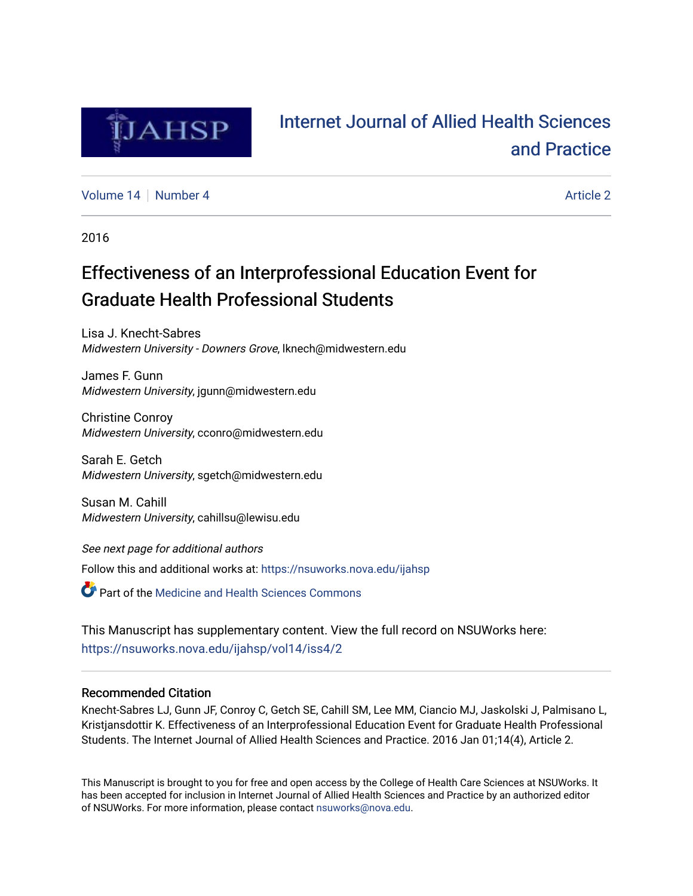# Internet Journal of Allied Health Sciences and Practice

Volume 14 | Number 4 | Article 2

2016

# Effectiveness of an Interprofessional Education Event for Graduate Health Professional Students

Lisa J. Knecht-Sabres
*Midwestern University - Downers Grove*, lknech@midwestern.edu

James F. Gunn
*Midwestern University*, jgunn@midwestern.edu

Christine Conroy
*Midwestern University*, cconro@midwestern.edu

Sarah E. Getch
*Midwestern University*, sgetch@midwestern.edu

Susan M. Cahill
*Midwestern University*, cahillsu@lewisu.edu

*See next page for additional authors*

Follow this and additional works at: https://nsuworks.nova.edu/ijahsp

Part of the Medicine and Health Sciences Commons

This Manuscript has supplementary content. View the full record on NSUWorks here: https://nsuworks.nova.edu/ijahsp/vol14/iss4/2

### Recommended Citation

Knecht-Sabres LJ, Gunn JF, Conroy C, Getch SE, Cahill SM, Lee MM, Ciancio MJ, Jaskolski J, Palmisano L, Kristjansdottir K. Effectiveness of an Interprofessional Education Event for Graduate Health Professional Students. The Internet Journal of Allied Health Sciences and Practice. 2016 Jan 01;14(4), Article 2.

This Manuscript is brought to you for free and open access by the College of Health Care Sciences at NSUWorks. It has been accepted for inclusion in Internet Journal of Allied Health Sciences and Practice by an authorized editor of NSUWorks. For more information, please contact nsuworks@nova.edu.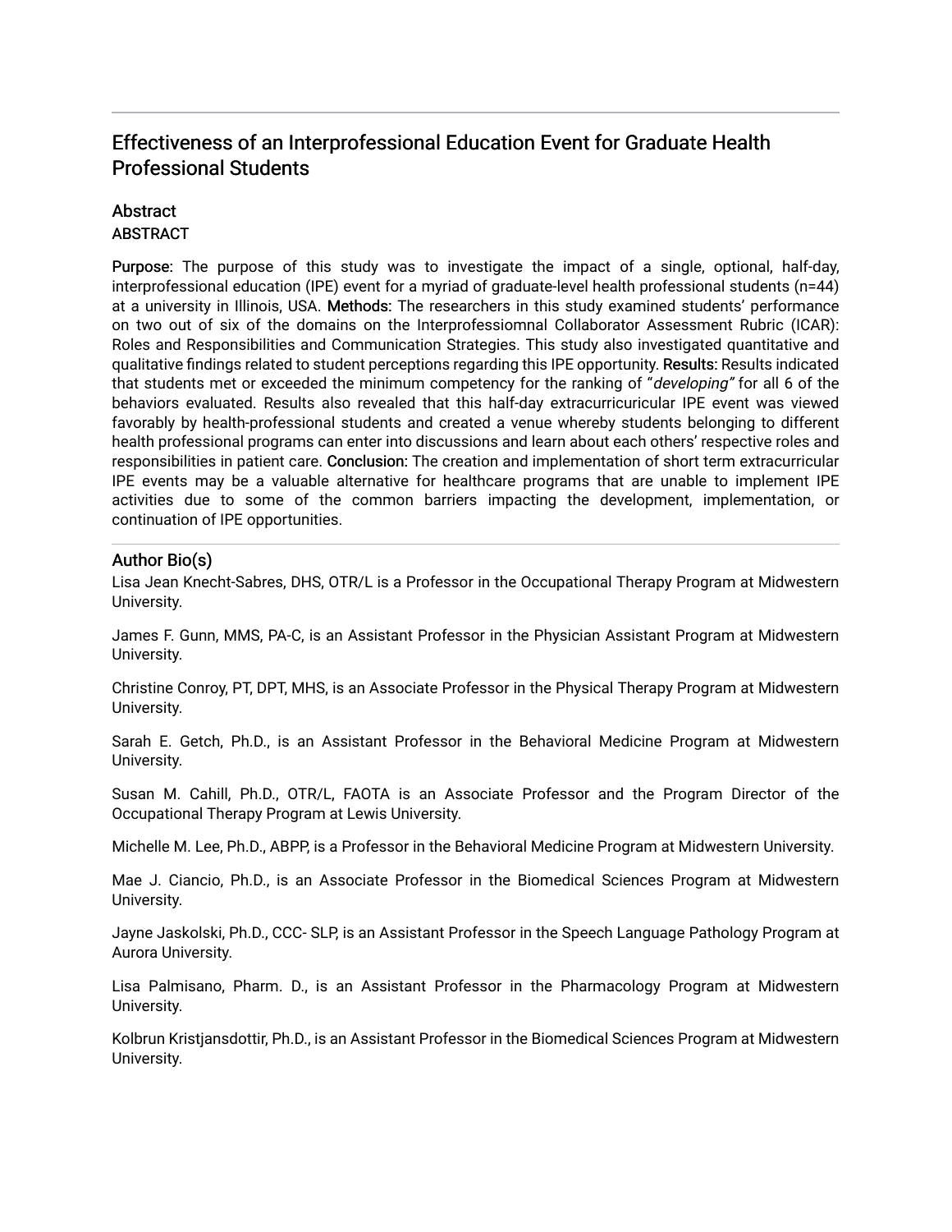# Effectiveness of an Interprofessional Education Event for Graduate Health Professional Students

## Abstract

### ABSTRACT

Purpose: The purpose of this study was to investigate the impact of a single, optional, half-day, interprofessional education (IPE) event for a myriad of graduate-level health professional students (n=44) at a university in Illinois, USA. Methods: The researchers in this study examined students' performance on two out of six of the domains on the Interprofessiomnal Collaborator Assessment Rubric (ICAR): Roles and Responsibilities and Communication Strategies. This study also investigated quantitative and qualitative findings related to student perceptions regarding this IPE opportunity. Results: Results indicated that students met or exceeded the minimum competency for the ranking of "*developing*" for all 6 of the behaviors evaluated. Results also revealed that this half-day extracurricuricular IPE event was viewed favorably by health-professional students and created a venue whereby students belonging to different health professional programs can enter into discussions and learn about each others' respective roles and responsibilities in patient care. Conclusion: The creation and implementation of short term extracurricular IPE events may be a valuable alternative for healthcare programs that are unable to implement IPE activities due to some of the common barriers impacting the development, implementation, or continuation of IPE opportunities.

## Author Bio(s)

Lisa Jean Knecht-Sabres, DHS, OTR/L is a Professor in the Occupational Therapy Program at Midwestern University.

James F. Gunn, MMS, PA-C, is an Assistant Professor in the Physician Assistant Program at Midwestern University.

Christine Conroy, PT, DPT, MHS, is an Associate Professor in the Physical Therapy Program at Midwestern University.

Sarah E. Getch, Ph.D., is an Assistant Professor in the Behavioral Medicine Program at Midwestern University.

Susan M. Cahill, Ph.D., OTR/L, FAOTA is an Associate Professor and the Program Director of the Occupational Therapy Program at Lewis University.

Michelle M. Lee, Ph.D., ABPP, is a Professor in the Behavioral Medicine Program at Midwestern University.

Mae J. Ciancio, Ph.D., is an Associate Professor in the Biomedical Sciences Program at Midwestern University.

Jayne Jaskolski, Ph.D., CCC- SLP, is an Assistant Professor in the Speech Language Pathology Program at Aurora University.

Lisa Palmisano, Pharm. D., is an Assistant Professor in the Pharmacology Program at Midwestern University.

Kolbrun Kristjansdottir, Ph.D., is an Assistant Professor in the Biomedical Sciences Program at Midwestern University.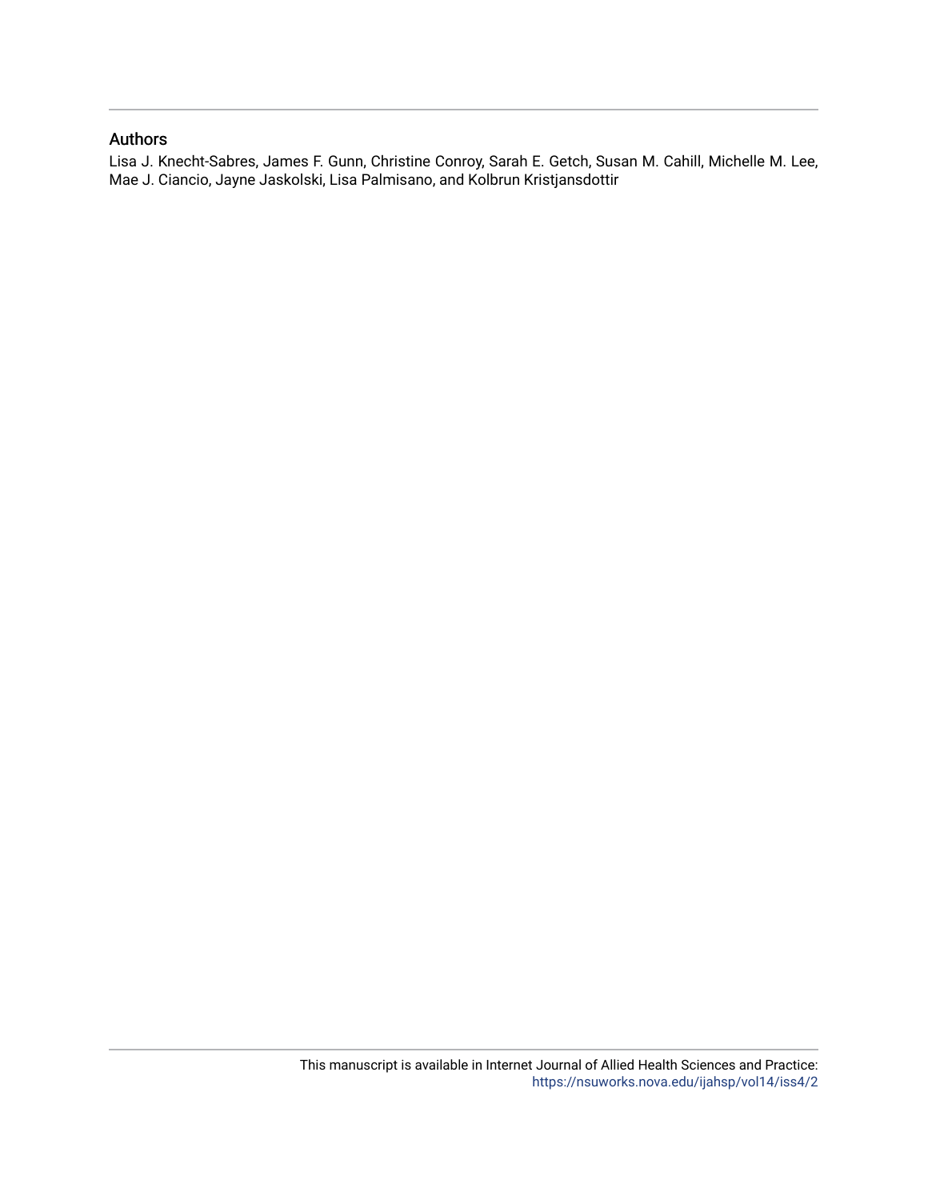## Authors

Lisa J. Knecht-Sabres, James F. Gunn, Christine Conroy, Sarah E. Getch, Susan M. Cahill, Michelle M. Lee, Mae J. Ciancio, Jayne Jaskolski, Lisa Palmisano, and Kolbrun Kristjansdottir

This manuscript is available in Internet Journal of Allied Health Sciences and Practice: https://nsuworks.nova.edu/ijahsp/vol14/iss4/2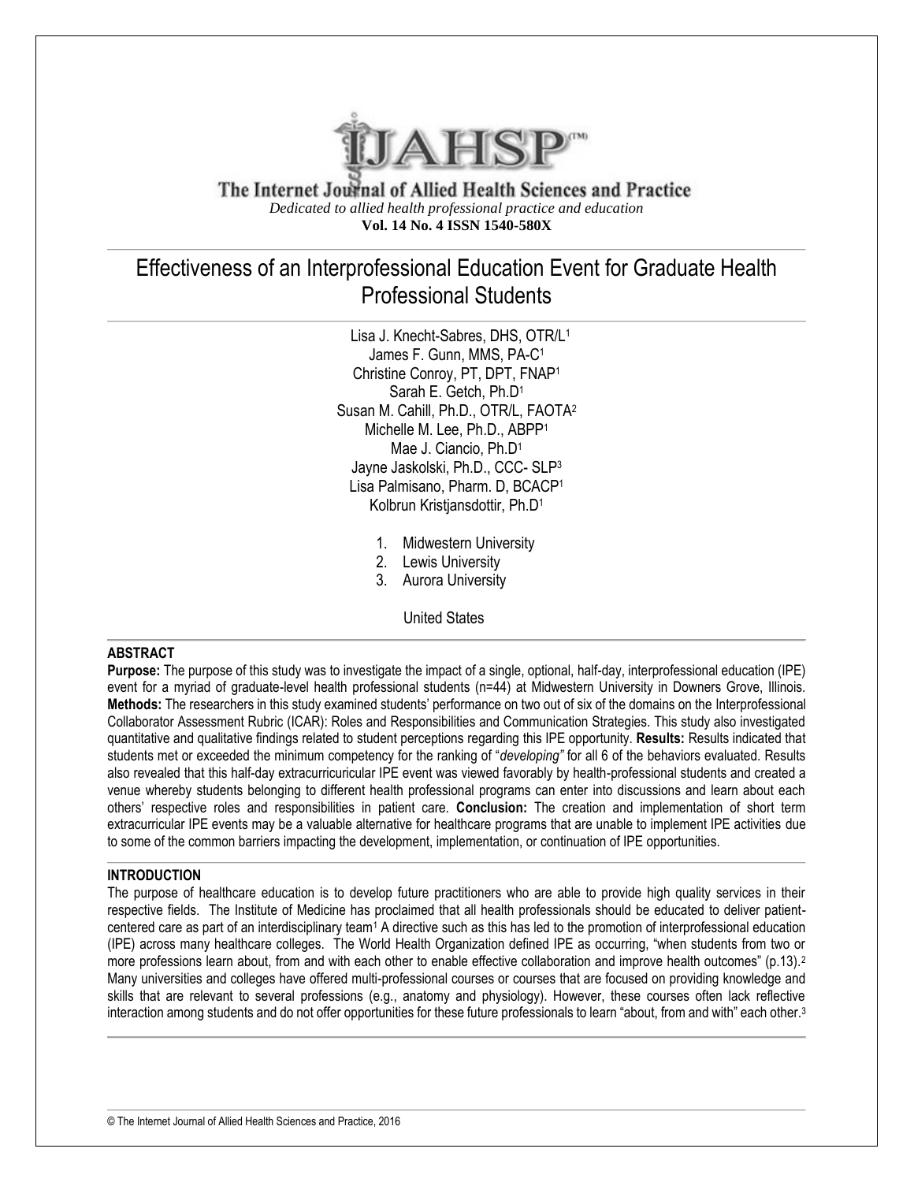The Internet Journal of Allied Health Sciences and Practice

*Dedicated to allied health professional practice and education*

**Vol. 14 No. 4 ISSN 1540-580X**

# Effectiveness of an Interprofessional Education Event for Graduate Health Professional Students

Lisa J. Knecht-Sabres, DHS, OTR/L[1]
James F. Gunn, MMS, PA-C[1]
Christine Conroy, PT, DPT, FNAP[1]
Sarah E. Getch, Ph.D[1]
Susan M. Cahill, Ph.D., OTR/L, FAOTA[2]
Michelle M. Lee, Ph.D., ABPP[1]
Mae J. Ciancio, Ph.D[1]
Jayne Jaskolski, Ph.D., CCC- SLP[3]
Lisa Palmisano, Pharm. D, BCACP[1]
Kolbrun Kristjansdottir, Ph.D[1]

1. Midwestern University
2. Lewis University
3. Aurora University

United States

## ABSTRACT

**Purpose:** The purpose of this study was to investigate the impact of a single, optional, half-day, interprofessional education (IPE) event for a myriad of graduate-level health professional students (n=44) at Midwestern University in Downers Grove, Illinois. **Methods:** The researchers in this study examined students' performance on two out of six of the domains on the Interprofessional Collaborator Assessment Rubric (ICAR): Roles and Responsibilities and Communication Strategies. This study also investigated quantitative and qualitative findings related to student perceptions regarding this IPE opportunity. **Results:** Results indicated that students met or exceeded the minimum competency for the ranking of "*developing"* for all 6 of the behaviors evaluated. Results also revealed that this half-day extracurricuricular IPE event was viewed favorably by health-professional students and created a venue whereby students belonging to different health professional programs can enter into discussions and learn about each others' respective roles and responsibilities in patient care. **Conclusion:** The creation and implementation of short term extracurricular IPE events may be a valuable alternative for healthcare programs that are unable to implement IPE activities due to some of the common barriers impacting the development, implementation, or continuation of IPE opportunities.

## INTRODUCTION

The purpose of healthcare education is to develop future practitioners who are able to provide high quality services in their respective fields. The Institute of Medicine has proclaimed that all health professionals should be educated to deliver patient-centered care as part of an interdisciplinary team[1] A directive such as this has led to the promotion of interprofessional education (IPE) across many healthcare colleges. The World Health Organization defined IPE as occurring, "when students from two or more professions learn about, from and with each other to enable effective collaboration and improve health outcomes" (p.13).[2] Many universities and colleges have offered multi-professional courses or courses that are focused on providing knowledge and skills that are relevant to several professions (e.g., anatomy and physiology). However, these courses often lack reflective interaction among students and do not offer opportunities for these future professionals to learn "about, from and with" each other.[3]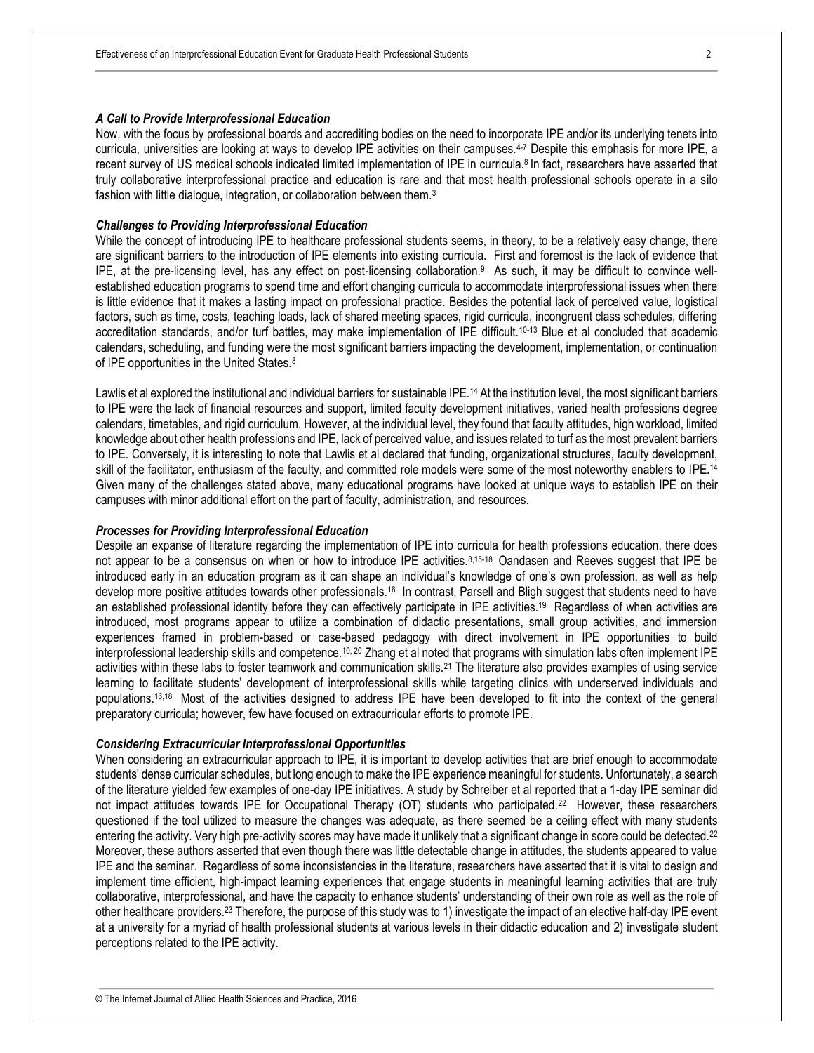### *A Call to Provide Interprofessional Education*

Now, with the focus by professional boards and accrediting bodies on the need to incorporate IPE and/or its underlying tenets into curricula, universities are looking at ways to develop IPE activities on their campuses.[4-7] Despite this emphasis for more IPE, a recent survey of US medical schools indicated limited implementation of IPE in curricula.[8] In fact, researchers have asserted that truly collaborative interprofessional practice and education is rare and that most health professional schools operate in a silo fashion with little dialogue, integration, or collaboration between them.[3]

### *Challenges to Providing Interprofessional Education*

While the concept of introducing IPE to healthcare professional students seems, in theory, to be a relatively easy change, there are significant barriers to the introduction of IPE elements into existing curricula. First and foremost is the lack of evidence that IPE, at the pre-licensing level, has any effect on post-licensing collaboration.[9] As such, it may be difficult to convince well-established education programs to spend time and effort changing curricula to accommodate interprofessional issues when there is little evidence that it makes a lasting impact on professional practice. Besides the potential lack of perceived value, logistical factors, such as time, costs, teaching loads, lack of shared meeting spaces, rigid curricula, incongruent class schedules, differing accreditation standards, and/or turf battles, may make implementation of IPE difficult.[10-13] Blue et al concluded that academic calendars, scheduling, and funding were the most significant barriers impacting the development, implementation, or continuation of IPE opportunities in the United States.[8]

Lawlis et al explored the institutional and individual barriers for sustainable IPE.[14] At the institution level, the most significant barriers to IPE were the lack of financial resources and support, limited faculty development initiatives, varied health professions degree calendars, timetables, and rigid curriculum. However, at the individual level, they found that faculty attitudes, high workload, limited knowledge about other health professions and IPE, lack of perceived value, and issues related to turf as the most prevalent barriers to IPE. Conversely, it is interesting to note that Lawlis et al declared that funding, organizational structures, faculty development, skill of the facilitator, enthusiasm of the faculty, and committed role models were some of the most noteworthy enablers to IPE.[14] Given many of the challenges stated above, many educational programs have looked at unique ways to establish IPE on their campuses with minor additional effort on the part of faculty, administration, and resources.

### *Processes for Providing Interprofessional Education*

Despite an expanse of literature regarding the implementation of IPE into curricula for health professions education, there does not appear to be a consensus on when or how to introduce IPE activities.[8,15-18] Oandasen and Reeves suggest that IPE be introduced early in an education program as it can shape an individual's knowledge of one's own profession, as well as help develop more positive attitudes towards other professionals.[16] In contrast, Parsell and Bligh suggest that students need to have an established professional identity before they can effectively participate in IPE activities.[19] Regardless of when activities are introduced, most programs appear to utilize a combination of didactic presentations, small group activities, and immersion experiences framed in problem-based or case-based pedagogy with direct involvement in IPE opportunities to build interprofessional leadership skills and competence.[10, 20] Zhang et al noted that programs with simulation labs often implement IPE activities within these labs to foster teamwork and communication skills.[21] The literature also provides examples of using service learning to facilitate students' development of interprofessional skills while targeting clinics with underserved individuals and populations.[16,18] Most of the activities designed to address IPE have been developed to fit into the context of the general preparatory curricula; however, few have focused on extracurricular efforts to promote IPE.

### *Considering Extracurricular Interprofessional Opportunities*

When considering an extracurricular approach to IPE, it is important to develop activities that are brief enough to accommodate students' dense curricular schedules, but long enough to make the IPE experience meaningful for students. Unfortunately, a search of the literature yielded few examples of one-day IPE initiatives. A study by Schreiber et al reported that a 1-day IPE seminar did not impact attitudes towards IPE for Occupational Therapy (OT) students who participated.[22] However, these researchers questioned if the tool utilized to measure the changes was adequate, as there seemed be a ceiling effect with many students entering the activity. Very high pre-activity scores may have made it unlikely that a significant change in score could be detected.[22] Moreover, these authors asserted that even though there was little detectable change in attitudes, the students appeared to value IPE and the seminar. Regardless of some inconsistencies in the literature, researchers have asserted that it is vital to design and implement time efficient, high-impact learning experiences that engage students in meaningful learning activities that are truly collaborative, interprofessional, and have the capacity to enhance students' understanding of their own role as well as the role of other healthcare providers.[23] Therefore, the purpose of this study was to 1) investigate the impact of an elective half-day IPE event at a university for a myriad of health professional students at various levels in their didactic education and 2) investigate student perceptions related to the IPE activity.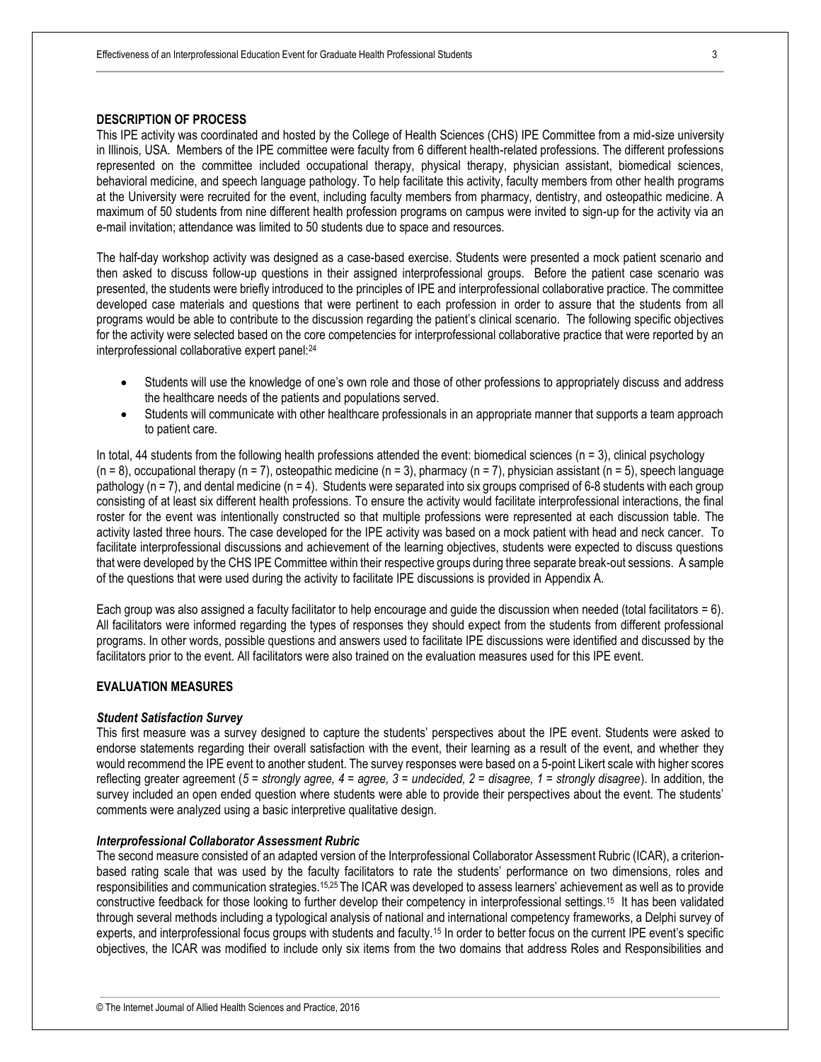## DESCRIPTION OF PROCESS

This IPE activity was coordinated and hosted by the College of Health Sciences (CHS) IPE Committee from a mid-size university in Illinois, USA. Members of the IPE committee were faculty from 6 different health-related professions. The different professions represented on the committee included occupational therapy, physical therapy, physician assistant, biomedical sciences, behavioral medicine, and speech language pathology. To help facilitate this activity, faculty members from other health programs at the University were recruited for the event, including faculty members from pharmacy, dentistry, and osteopathic medicine. A maximum of 50 students from nine different health profession programs on campus were invited to sign-up for the activity via an e-mail invitation; attendance was limited to 50 students due to space and resources.

The half-day workshop activity was designed as a case-based exercise. Students were presented a mock patient scenario and then asked to discuss follow-up questions in their assigned interprofessional groups. Before the patient case scenario was presented, the students were briefly introduced to the principles of IPE and interprofessional collaborative practice. The committee developed case materials and questions that were pertinent to each profession in order to assure that the students from all programs would be able to contribute to the discussion regarding the patient's clinical scenario. The following specific objectives for the activity were selected based on the core competencies for interprofessional collaborative practice that were reported by an interprofessional collaborative expert panel:[24]

- Students will use the knowledge of one's own role and those of other professions to appropriately discuss and address the healthcare needs of the patients and populations served.
- Students will communicate with other healthcare professionals in an appropriate manner that supports a team approach to patient care.

In total, 44 students from the following health professions attended the event: biomedical sciences (n = 3), clinical psychology (n = 8), occupational therapy (n = 7), osteopathic medicine (n = 3), pharmacy (n = 7), physician assistant (n = 5), speech language pathology (n = 7), and dental medicine (n = 4). Students were separated into six groups comprised of 6-8 students with each group consisting of at least six different health professions. To ensure the activity would facilitate interprofessional interactions, the final roster for the event was intentionally constructed so that multiple professions were represented at each discussion table. The activity lasted three hours. The case developed for the IPE activity was based on a mock patient with head and neck cancer. To facilitate interprofessional discussions and achievement of the learning objectives, students were expected to discuss questions that were developed by the CHS IPE Committee within their respective groups during three separate break-out sessions. A sample of the questions that were used during the activity to facilitate IPE discussions is provided in Appendix A.

Each group was also assigned a faculty facilitator to help encourage and guide the discussion when needed (total facilitators = 6). All facilitators were informed regarding the types of responses they should expect from the students from different professional programs. In other words, possible questions and answers used to facilitate IPE discussions were identified and discussed by the facilitators prior to the event. All facilitators were also trained on the evaluation measures used for this IPE event.

## EVALUATION MEASURES

### *Student Satisfaction Survey*

This first measure was a survey designed to capture the students' perspectives about the IPE event. Students were asked to endorse statements regarding their overall satisfaction with the event, their learning as a result of the event, and whether they would recommend the IPE event to another student. The survey responses were based on a 5-point Likert scale with higher scores reflecting greater agreement (*5 = strongly agree, 4 = agree, 3 = undecided, 2 = disagree, 1 = strongly disagree*). In addition, the survey included an open ended question where students were able to provide their perspectives about the event. The students' comments were analyzed using a basic interpretive qualitative design.

### *Interprofessional Collaborator Assessment Rubric*

The second measure consisted of an adapted version of the Interprofessional Collaborator Assessment Rubric (ICAR), a criterion-based rating scale that was used by the faculty facilitators to rate the students' performance on two dimensions, roles and responsibilities and communication strategies.[15,25] The ICAR was developed to assess learners' achievement as well as to provide constructive feedback for those looking to further develop their competency in interprofessional settings.[15] It has been validated through several methods including a typological analysis of national and international competency frameworks, a Delphi survey of experts, and interprofessional focus groups with students and faculty.[15] In order to better focus on the current IPE event's specific objectives, the ICAR was modified to include only six items from the two domains that address Roles and Responsibilities and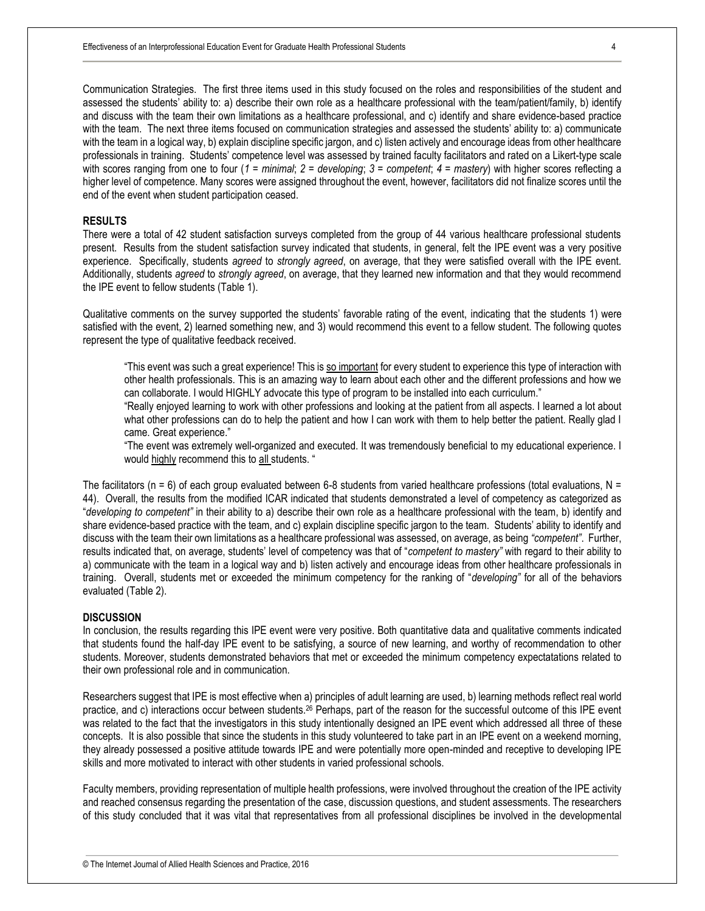Communication Strategies. The first three items used in this study focused on the roles and responsibilities of the student and assessed the students' ability to: a) describe their own role as a healthcare professional with the team/patient/family, b) identify and discuss with the team their own limitations as a healthcare professional, and c) identify and share evidence-based practice with the team. The next three items focused on communication strategies and assessed the students' ability to: a) communicate with the team in a logical way, b) explain discipline specific jargon, and c) listen actively and encourage ideas from other healthcare professionals in training. Students' competence level was assessed by trained faculty facilitators and rated on a Likert-type scale with scores ranging from one to four (*1 = minimal*; *2 = developing*; *3 = competent*; *4 = mastery*) with higher scores reflecting a higher level of competence. Many scores were assigned throughout the event, however, facilitators did not finalize scores until the end of the event when student participation ceased.

## RESULTS

There were a total of 42 student satisfaction surveys completed from the group of 44 various healthcare professional students present. Results from the student satisfaction survey indicated that students, in general, felt the IPE event was a very positive experience. Specifically, students *agreed* to *strongly agreed*, on average, that they were satisfied overall with the IPE event. Additionally, students *agreed* to *strongly agreed*, on average, that they learned new information and that they would recommend the IPE event to fellow students (Table 1).

Qualitative comments on the survey supported the students' favorable rating of the event, indicating that the students 1) were satisfied with the event, 2) learned something new, and 3) would recommend this event to a fellow student. The following quotes represent the type of qualitative feedback received.

> "This event was such a great experience! This is so important for every student to experience this type of interaction with other health professionals. This is an amazing way to learn about each other and the different professions and how we can collaborate. I would HIGHLY advocate this type of program to be installed into each curriculum."
>
> "Really enjoyed learning to work with other professions and looking at the patient from all aspects. I learned a lot about what other professions can do to help the patient and how I can work with them to help better the patient. Really glad I came. Great experience."
>
> "The event was extremely well-organized and executed. It was tremendously beneficial to my educational experience. I would highly recommend this to all students. "

The facilitators (n = 6) of each group evaluated between 6-8 students from varied healthcare professions (total evaluations, N = 44). Overall, the results from the modified ICAR indicated that students demonstrated a level of competency as categorized as "*developing to competent"* in their ability to a) describe their own role as a healthcare professional with the team, b) identify and share evidence-based practice with the team, and c) explain discipline specific jargon to the team. Students' ability to identify and discuss with the team their own limitations as a healthcare professional was assessed, on average, as being *"competent"*. Further, results indicated that, on average, students' level of competency was that of "*competent to mastery"* with regard to their ability to a) communicate with the team in a logical way and b) listen actively and encourage ideas from other healthcare professionals in training. Overall, students met or exceeded the minimum competency for the ranking of "*developing"* for all of the behaviors evaluated (Table 2).

## DISCUSSION

In conclusion, the results regarding this IPE event were very positive. Both quantitative data and qualitative comments indicated that students found the half-day IPE event to be satisfying, a source of new learning, and worthy of recommendation to other students. Moreover, students demonstrated behaviors that met or exceeded the minimum competency expectatations related to their own professional role and in communication.

Researchers suggest that IPE is most effective when a) principles of adult learning are used, b) learning methods reflect real world practice, and c) interactions occur between students.[26] Perhaps, part of the reason for the successful outcome of this IPE event was related to the fact that the investigators in this study intentionally designed an IPE event which addressed all three of these concepts. It is also possible that since the students in this study volunteered to take part in an IPE event on a weekend morning, they already possessed a positive attitude towards IPE and were potentially more open-minded and receptive to developing IPE skills and more motivated to interact with other students in varied professional schools.

Faculty members, providing representation of multiple health professions, were involved throughout the creation of the IPE activity and reached consensus regarding the presentation of the case, discussion questions, and student assessments. The researchers of this study concluded that it was vital that representatives from all professional disciplines be involved in the developmental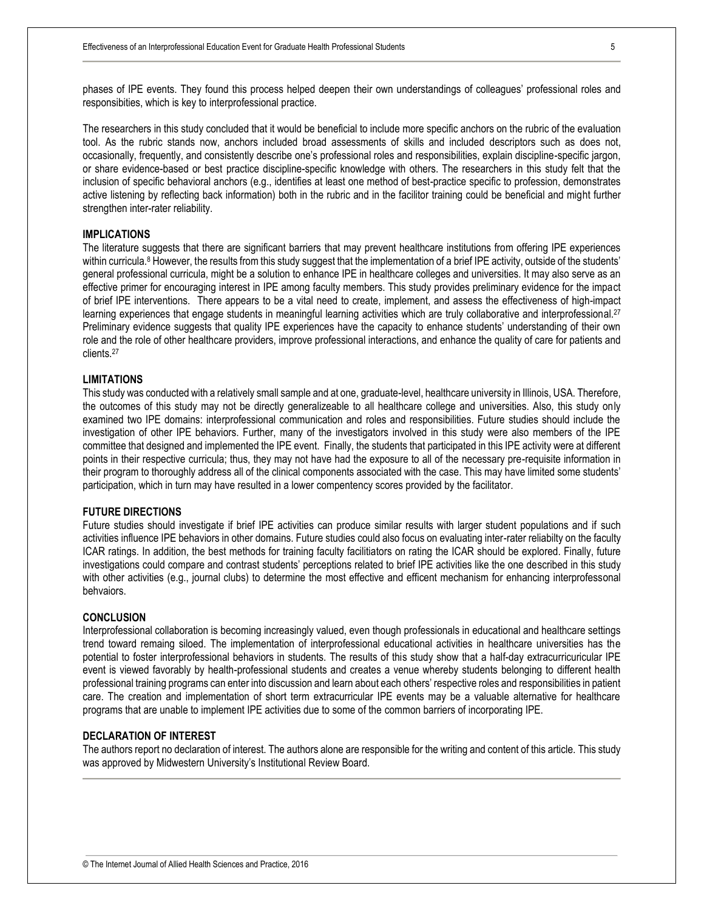phases of IPE events. They found this process helped deepen their own understandings of colleagues' professional roles and responsibities, which is key to interprofessional practice.

The researchers in this study concluded that it would be beneficial to include more specific anchors on the rubric of the evaluation tool. As the rubric stands now, anchors included broad assessments of skills and included descriptors such as does not, occasionally, frequently, and consistently describe one's professional roles and responsibilities, explain discipline-specific jargon, or share evidence-based or best practice discipline-specific knowledge with others. The researchers in this study felt that the inclusion of specific behavioral anchors (e.g., identifies at least one method of best-practice specific to profession, demonstrates active listening by reflecting back information) both in the rubric and in the facilitor training could be beneficial and might further strengthen inter-rater reliability.

## IMPLICATIONS

The literature suggests that there are significant barriers that may prevent healthcare institutions from offering IPE experiences within curricula.[8] However, the results from this study suggest that the implementation of a brief IPE activity, outside of the students' general professional curricula, might be a solution to enhance IPE in healthcare colleges and universities. It may also serve as an effective primer for encouraging interest in IPE among faculty members. This study provides preliminary evidence for the impact of brief IPE interventions. There appears to be a vital need to create, implement, and assess the effectiveness of high-impact learning experiences that engage students in meaningful learning activities which are truly collaborative and interprofessional.[27] Preliminary evidence suggests that quality IPE experiences have the capacity to enhance students' understanding of their own role and the role of other healthcare providers, improve professional interactions, and enhance the quality of care for patients and clients.[27]

## LIMITATIONS

This study was conducted with a relatively small sample and at one, graduate-level, healthcare university in Illinois, USA. Therefore, the outcomes of this study may not be directly generalizeable to all healthcare college and universities. Also, this study only examined two IPE domains: interprofessional communication and roles and responsibilities. Future studies should include the investigation of other IPE behaviors. Further, many of the investigators involved in this study were also members of the IPE committee that designed and implemented the IPE event. Finally, the students that participated in this IPE activity were at different points in their respective curricula; thus, they may not have had the exposure to all of the necessary pre-requisite information in their program to thoroughly address all of the clinical components associated with the case. This may have limited some students' participation, which in turn may have resulted in a lower compentency scores provided by the facilitator.

## FUTURE DIRECTIONS

Future studies should investigate if brief IPE activities can produce similar results with larger student populations and if such activities influence IPE behaviors in other domains. Future studies could also focus on evaluating inter-rater reliabilty on the faculty ICAR ratings. In addition, the best methods for training faculty facilitiators on rating the ICAR should be explored. Finally, future investigations could compare and contrast students' perceptions related to brief IPE activities like the one described in this study with other activities (e.g., journal clubs) to determine the most effective and efficent mechanism for enhancing interprofessonal behvaiors.

## CONCLUSION

Interprofessional collaboration is becoming increasingly valued, even though professionals in educational and healthcare settings trend toward remaing siloed. The implementation of interprofessional educational activities in healthcare universities has the potential to foster interprofessional behaviors in students. The results of this study show that a half-day extracurricuricular IPE event is viewed favorably by health-professional students and creates a venue whereby students belonging to different health professional training programs can enter into discussion and learn about each others' respective roles and responsibilities in patient care. The creation and implementation of short term extracurricular IPE events may be a valuable alternative for healthcare programs that are unable to implement IPE activities due to some of the common barriers of incorporating IPE.

## DECLARATION OF INTEREST

The authors report no declaration of interest. The authors alone are responsible for the writing and content of this article. This study was approved by Midwestern University's Institutional Review Board.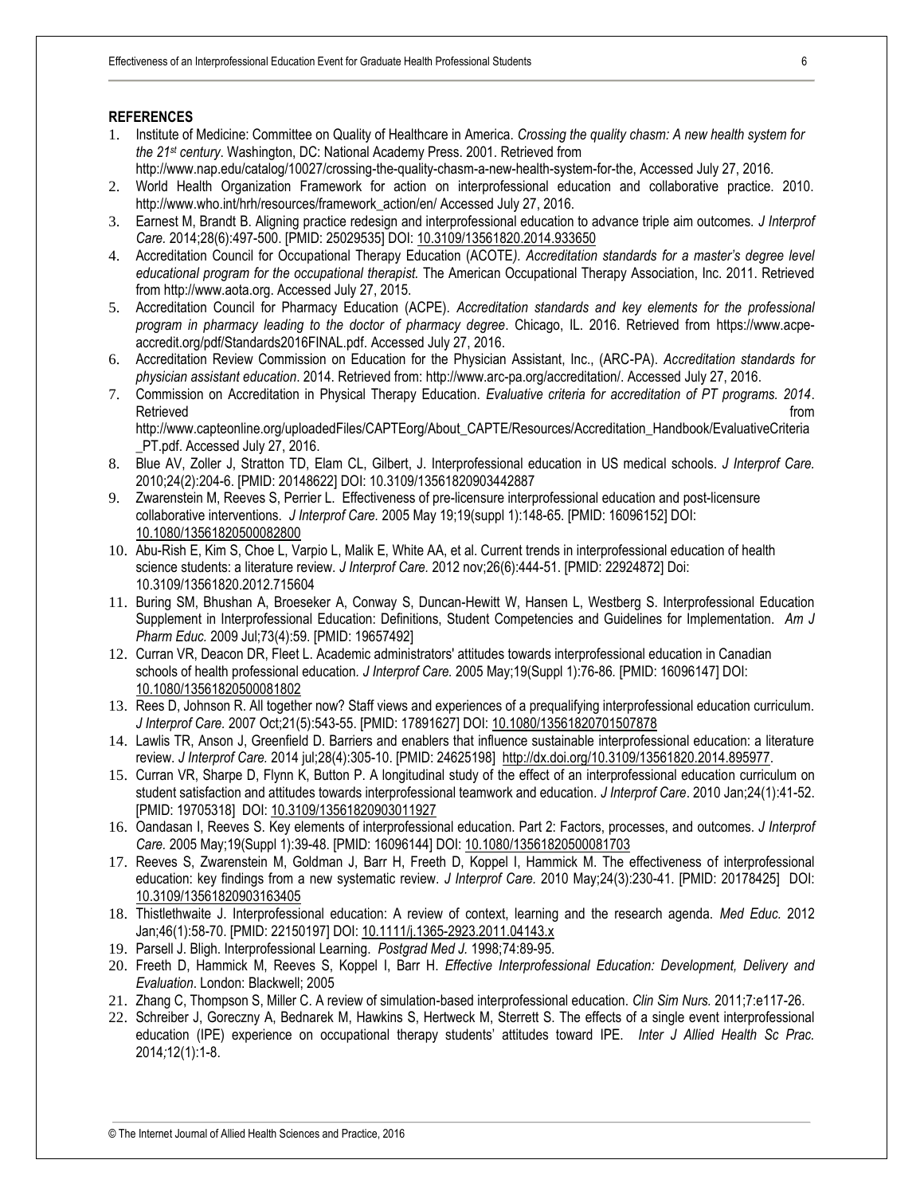## REFERENCES

1. Institute of Medicine: Committee on Quality of Healthcare in America. *Crossing the quality chasm: A new health system for the 21st century*. Washington, DC: National Academy Press. 2001. Retrieved from http://www.nap.edu/catalog/10027/crossing-the-quality-chasm-a-new-health-system-for-the, Accessed July 27, 2016.
2. World Health Organization Framework for action on interprofessional education and collaborative practice. 2010. http://www.who.int/hrh/resources/framework_action/en/ Accessed July 27, 2016.
3. Earnest M, Brandt B. Aligning practice redesign and interprofessional education to advance triple aim outcomes. *J Interprof Care.* 2014;28(6):497-500. [PMID: 25029535] DOI: 10.3109/13561820.2014.933650
4. Accreditation Council for Occupational Therapy Education (ACOTE*). Accreditation standards for a master's degree level educational program for the occupational therapist.* The American Occupational Therapy Association, Inc. 2011. Retrieved from http://www.aota.org. Accessed July 27, 2015.
5. Accreditation Council for Pharmacy Education (ACPE). *Accreditation standards and key elements for the professional program in pharmacy leading to the doctor of pharmacy degree*. Chicago, IL. 2016. Retrieved from https://www.acpe-accredit.org/pdf/Standards2016FINAL.pdf. Accessed July 27, 2016.
6. Accreditation Review Commission on Education for the Physician Assistant, Inc., (ARC-PA). *Accreditation standards for physician assistant education*. 2014. Retrieved from: http://www.arc-pa.org/accreditation/. Accessed July 27, 2016.
7. Commission on Accreditation in Physical Therapy Education. *Evaluative criteria for accreditation of PT programs. 2014*. Retrieved from http://www.capteonline.org/uploadedFiles/CAPTEorg/About_CAPTE/Resources/Accreditation_Handbook/EvaluativeCriteria_PT.pdf. Accessed July 27, 2016.
8. Blue AV, Zoller J, Stratton TD, Elam CL, Gilbert, J. Interprofessional education in US medical schools. *J Interprof Care.* 2010;24(2):204-6. [PMID: 20148622] DOI: 10.3109/13561820903442887
9. Zwarenstein M, Reeves S, Perrier L. Effectiveness of pre-licensure interprofessional education and post-licensure collaborative interventions. *J Interprof Care.* 2005 May 19;19(suppl 1):148-65. [PMID: 16096152] DOI: 10.1080/13561820500082800
10. Abu-Rish E, Kim S, Choe L, Varpio L, Malik E, White AA, et al. Current trends in interprofessional education of health science students: a literature review. *J Interprof Care.* 2012 nov;26(6):444-51. [PMID: 22924872] Doi: 10.3109/13561820.2012.715604
11. Buring SM, Bhushan A, Broeseker A, Conway S, Duncan-Hewitt W, Hansen L, Westberg S. Interprofessional Education Supplement in Interprofessional Education: Definitions, Student Competencies and Guidelines for Implementation. *Am J Pharm Educ.* 2009 Jul;73(4):59. [PMID: 19657492]
12. Curran VR, Deacon DR, Fleet L. Academic administrators' attitudes towards interprofessional education in Canadian schools of health professional education. *J Interprof Care.* 2005 May;19(Suppl 1):76-86. [PMID: 16096147] DOI: 10.1080/13561820500081802
13. Rees D, Johnson R. All together now? Staff views and experiences of a prequalifying interprofessional education curriculum. *J Interprof Care.* 2007 Oct;21(5):543-55. [PMID: 17891627] DOI: 10.1080/13561820701507878
14. Lawlis TR, Anson J, Greenfield D. Barriers and enablers that influence sustainable interprofessional education: a literature review. *J Interprof Care.* 2014 jul;28(4):305-10. [PMID: 24625198] http://dx.doi.org/10.3109/13561820.2014.895977.
15. Curran VR, Sharpe D, Flynn K, Button P. A longitudinal study of the effect of an interprofessional education curriculum on student satisfaction and attitudes towards interprofessional teamwork and education. *J Interprof Care*. 2010 Jan;24(1):41-52. [PMID: 19705318] DOI: 10.3109/13561820903011927
16. Oandasan I, Reeves S. Key elements of interprofessional education. Part 2: Factors, processes, and outcomes. *J Interprof Care.* 2005 May;19(Suppl 1):39-48. [PMID: 16096144] DOI: 10.1080/13561820500081703
17. Reeves S, Zwarenstein M, Goldman J, Barr H, Freeth D, Koppel I, Hammick M. The effectiveness of interprofessional education: key findings from a new systematic review. *J Interprof Care.* 2010 May;24(3):230-41. [PMID: 20178425] DOI: 10.3109/13561820903163405
18. Thistlethwaite J. Interprofessional education: A review of context, learning and the research agenda. *Med Educ.* 2012 Jan;46(1):58-70. [PMID: 22150197] DOI: 10.1111/j.1365-2923.2011.04143.x
19. Parsell J. Bligh. Interprofessional Learning. *Postgrad Med J.* 1998;74:89-95.
20. Freeth D, Hammick M, Reeves S, Koppel I, Barr H. *Effective Interprofessional Education: Development, Delivery and Evaluation*. London: Blackwell; 2005
21. Zhang C, Thompson S, Miller C. A review of simulation-based interprofessional education. *Clin Sim Nurs.* 2011;7:e117-26.
22. Schreiber J, Goreczny A, Bednarek M, Hawkins S, Hertweck M, Sterrett S. The effects of a single event interprofessional education (IPE) experience on occupational therapy students' attitudes toward IPE. *Inter J Allied Health Sc Prac.* 2014;12(1):1-8.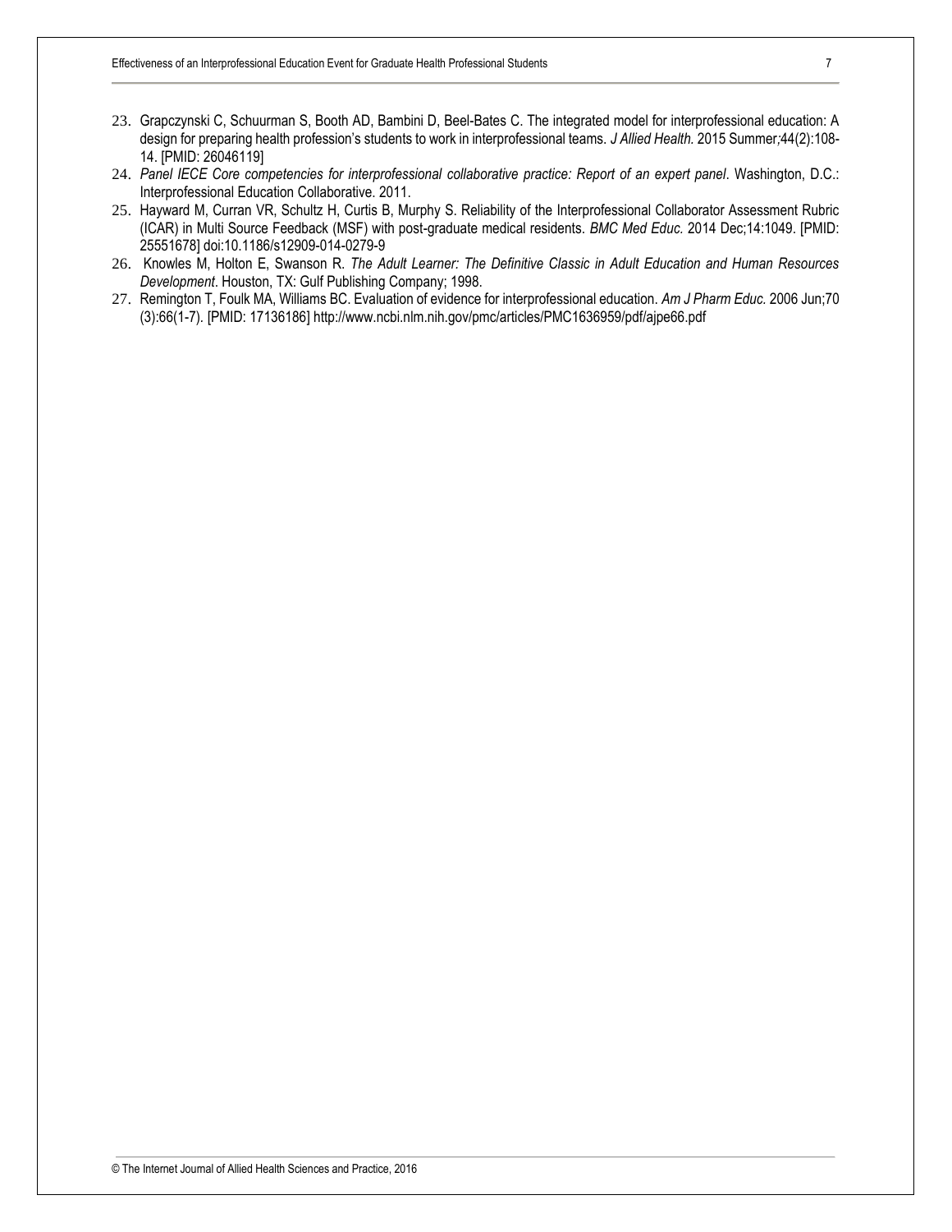23. Grapczynski C, Schuurman S, Booth AD, Bambini D, Beel-Bates C. The integrated model for interprofessional education: A design for preparing health profession's students to work in interprofessional teams. *J Allied Health.* 2015 Summer;44(2):108-14. [PMID: 26046119]
24. *Panel IECE Core competencies for interprofessional collaborative practice: Report of an expert panel*. Washington, D.C.: Interprofessional Education Collaborative. 2011.
25. Hayward M, Curran VR, Schultz H, Curtis B, Murphy S. Reliability of the Interprofessional Collaborator Assessment Rubric (ICAR) in Multi Source Feedback (MSF) with post-graduate medical residents. *BMC Med Educ.* 2014 Dec;14:1049. [PMID: 25551678] doi:10.1186/s12909-014-0279-9
26. Knowles M, Holton E, Swanson R. *The Adult Learner: The Definitive Classic in Adult Education and Human Resources Development*. Houston, TX: Gulf Publishing Company; 1998.
27. Remington T, Foulk MA, Williams BC. Evaluation of evidence for interprofessional education. *Am J Pharm Educ.* 2006 Jun;70 (3):66(1-7). [PMID: 17136186] http://www.ncbi.nlm.nih.gov/pmc/articles/PMC1636959/pdf/ajpe66.pdf